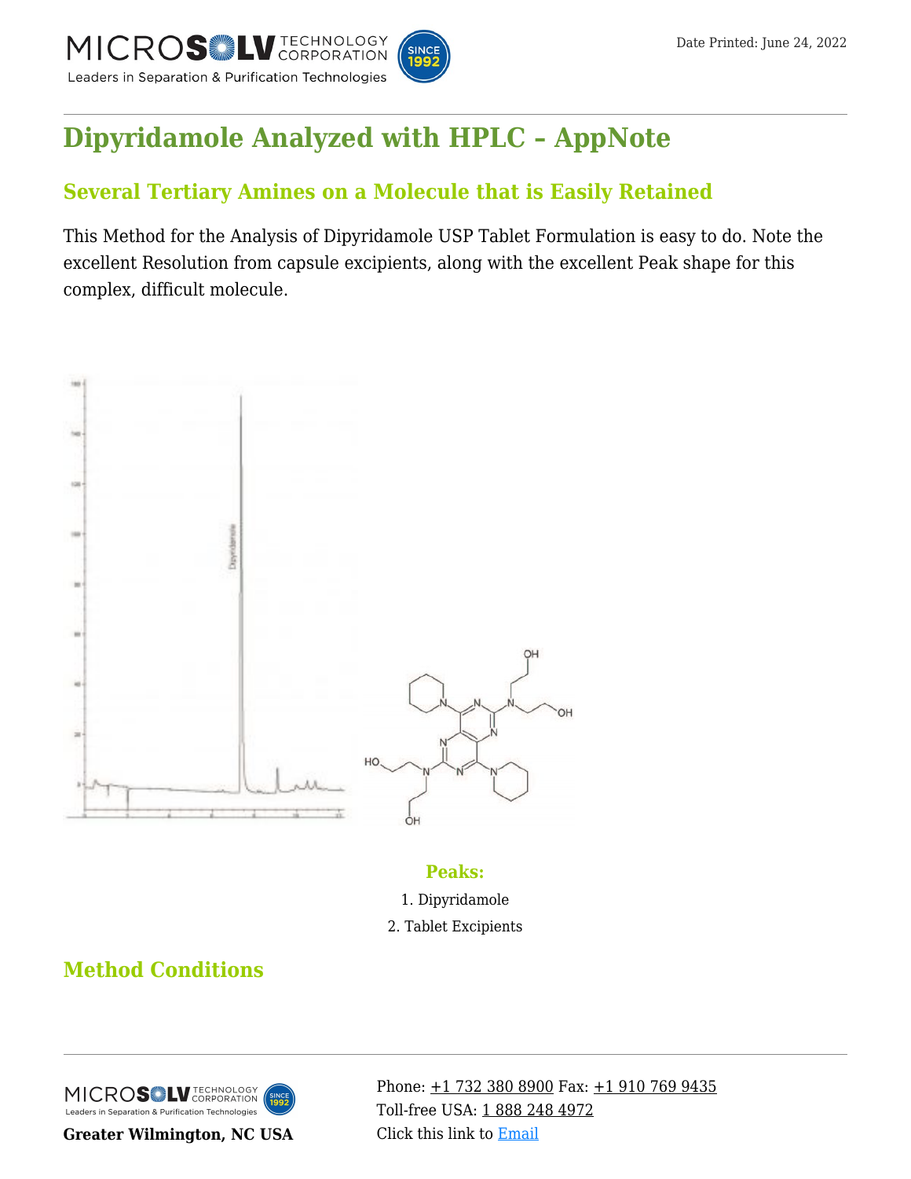# Dipyridamole Analyzed with HPLC – AppNote

## Several Tertiary Amines on a Molecule that is Easily Retained

This Method for the Analysis of Dipyridamole USP Tablet Formulation is easy to do. Note the excellent Resolution from capsule excipients, along with the excellent Peak shape for this complex, difficult molecule.

### Peaks:

1. Dipyridamole
2. Tablet Excipients

## Method Conditions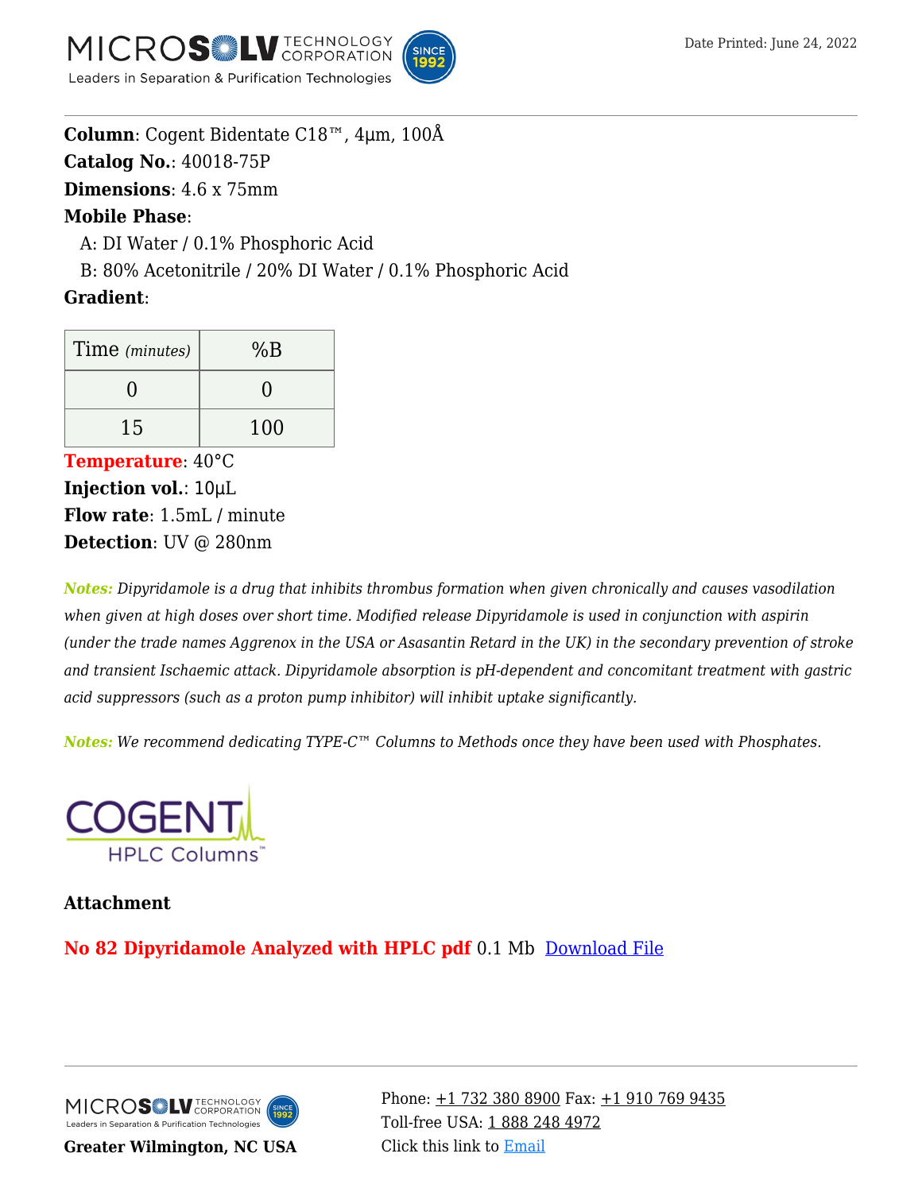**Column**: Cogent Bidentate C18™, 4µm, 100Å
**Catalog No.**: 40018-75P
**Dimensions**: 4.6 x 75mm
**Mobile Phase**:
A: DI Water / 0.1% Phosphoric Acid
B: 80% Acetonitrile / 20% DI Water / 0.1% Phosphoric Acid
**Gradient**:

| Time *(minutes)* | %B |
|---|---|
| 0 | 0 |
| 15 | 100 |

**Temperature**: 40°C
**Injection vol.**: 10µL
**Flow rate**: 1.5mL / minute
**Detection**: UV @ 280nm

***Notes:*** *Dipyridamole is a drug that inhibits thrombus formation when given chronically and causes vasodilation when given at high doses over short time. Modified release Dipyridamole is used in conjunction with aspirin (under the trade names Aggrenox in the USA or Asasantin Retard in the UK) in the secondary prevention of stroke and transient Ischaemic attack. Dipyridamole absorption is pH-dependent and concomitant treatment with gastric acid suppressors (such as a proton pump inhibitor) will inhibit uptake significantly.*

***Notes:*** *We recommend dedicating TYPE-C™ Columns to Methods once they have been used with Phosphates.*

COGENT HPLC Columns™

**Attachment**

**No 82 Dipyridamole Analyzed with HPLC pdf** 0.1 Mb [Download File]

Greater Wilmington, NC USA

Phone: +1 732 380 8900 Fax: +1 910 769 9435
Toll-free USA: 1 888 248 4972
Click this link to Email